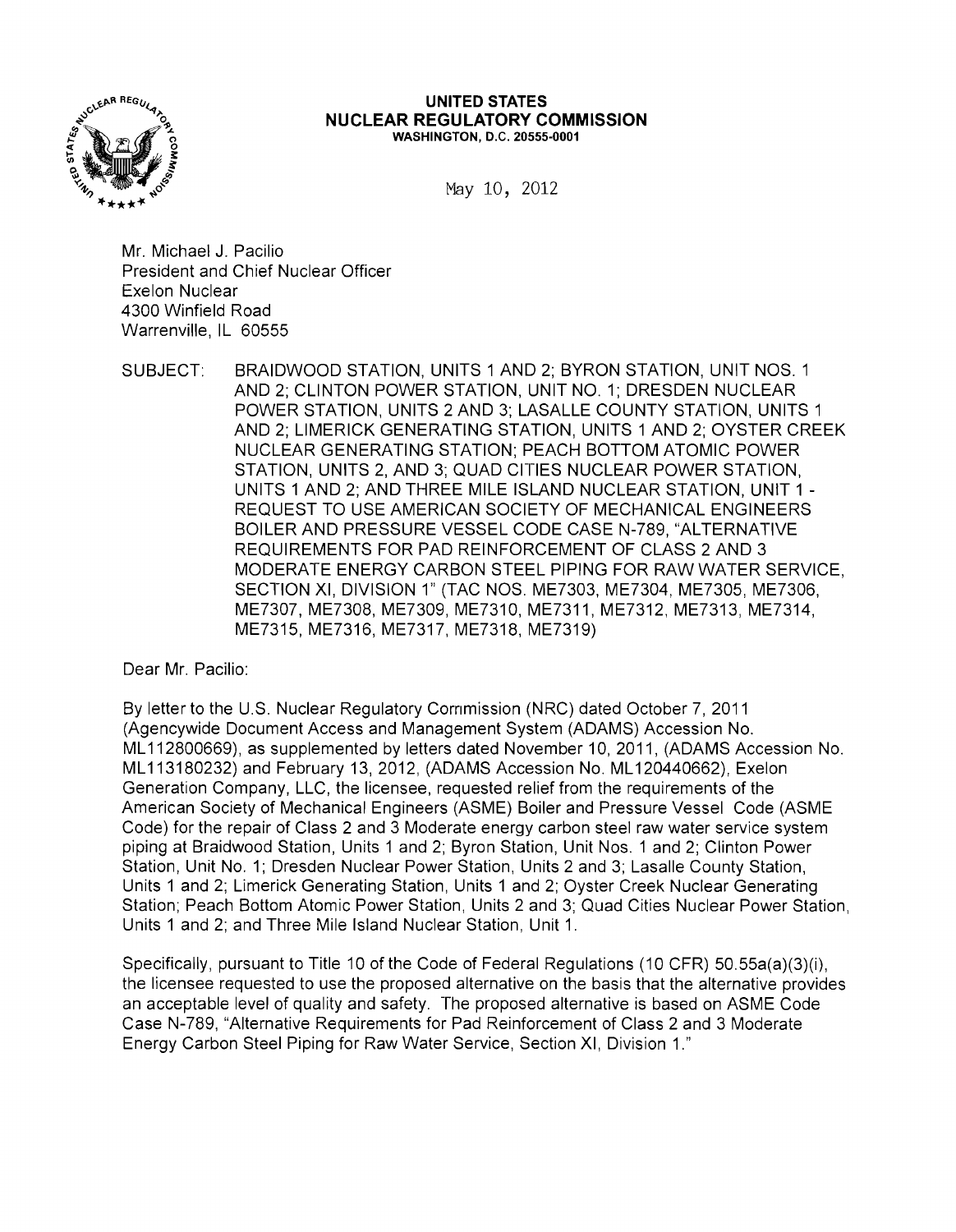**UNITED STATES**
**NUCLEAR REGULATORY COMMISSION**
**WASHINGTON, D.C. 20555-0001**

May 10, 2012

Mr. Michael J. Pacilio
President and Chief Nuclear Officer
Exelon Nuclear
4300 Winfield Road
Warrenville, IL 60555

SUBJECT: BRAIDWOOD STATION, UNITS 1 AND 2; BYRON STATION, UNIT NOS. 1 AND 2; CLINTON POWER STATION, UNIT NO. 1; DRESDEN NUCLEAR POWER STATION, UNITS 2 AND 3; LASALLE COUNTY STATION, UNITS 1 AND 2; LIMERICK GENERATING STATION, UNITS 1 AND 2; OYSTER CREEK NUCLEAR GENERATING STATION; PEACH BOTTOM ATOMIC POWER STATION, UNITS 2, AND 3; QUAD CITIES NUCLEAR POWER STATION, UNITS 1 AND 2; AND THREE MILE ISLAND NUCLEAR STATION, UNIT 1 - REQUEST TO USE AMERICAN SOCIETY OF MECHANICAL ENGINEERS BOILER AND PRESSURE VESSEL CODE CASE N-789, "ALTERNATIVE REQUIREMENTS FOR PAD REINFORCEMENT OF CLASS 2 AND 3 MODERATE ENERGY CARBON STEEL PIPING FOR RAW WATER SERVICE, SECTION XI, DIVISION 1" (TAC NOS. ME7303, ME7304, ME7305, ME7306, ME7307, ME7308, ME7309, ME7310, ME7311, ME7312, ME7313, ME7314, ME7315, ME7316, ME7317, ME7318, ME7319)

Dear Mr. Pacilio:

By letter to the U.S. Nuclear Regulatory Commission (NRC) dated October 7, 2011 (Agencywide Document Access and Management System (ADAMS) Accession No. ML112800669), as supplemented by letters dated November 10, 2011, (ADAMS Accession No. ML113180232) and February 13, 2012, (ADAMS Accession No. ML120440662), Exelon Generation Company, LLC, the licensee, requested relief from the requirements of the American Society of Mechanical Engineers (ASME) Boiler and Pressure Vessel Code (ASME Code) for the repair of Class 2 and 3 Moderate energy carbon steel raw water service system piping at Braidwood Station, Units 1 and 2; Byron Station, Unit Nos. 1 and 2; Clinton Power Station, Unit No. 1; Dresden Nuclear Power Station, Units 2 and 3; Lasalle County Station, Units 1 and 2; Limerick Generating Station, Units 1 and 2; Oyster Creek Nuclear Generating Station; Peach Bottom Atomic Power Station, Units 2 and 3; Quad Cities Nuclear Power Station, Units 1 and 2; and Three Mile Island Nuclear Station, Unit 1.

Specifically, pursuant to Title 10 of the Code of Federal Regulations (10 CFR) 50.55a(a)(3)(i), the licensee requested to use the proposed alternative on the basis that the alternative provides an acceptable level of quality and safety. The proposed alternative is based on ASME Code Case N-789, "Alternative Requirements for Pad Reinforcement of Class 2 and 3 Moderate Energy Carbon Steel Piping for Raw Water Service, Section XI, Division 1."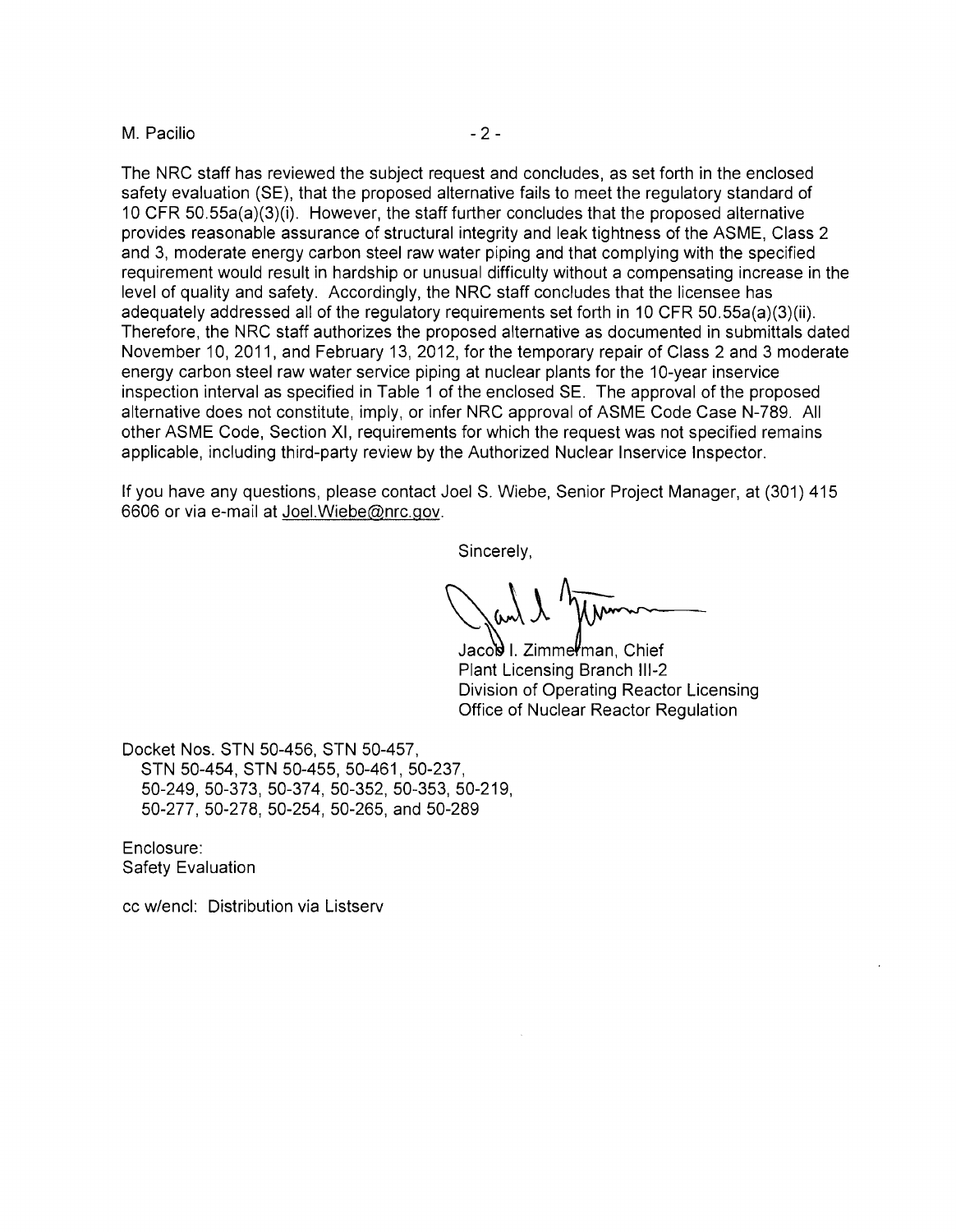The NRC staff has reviewed the subject request and concludes, as set forth in the enclosed safety evaluation (SE), that the proposed alternative fails to meet the regulatory standard of 10 CFR 50.55a(a)(3)(i). However, the staff further concludes that the proposed alternative provides reasonable assurance of structural integrity and leak tightness of the ASME, Class 2 and 3, moderate energy carbon steel raw water piping and that complying with the specified requirement would result in hardship or unusual difficulty without a compensating increase in the level of quality and safety. Accordingly, the NRC staff concludes that the licensee has adequately addressed all of the regulatory requirements set forth in 10 CFR 50.55a(a)(3)(ii). Therefore, the NRC staff authorizes the proposed alternative as documented in submittals dated November 10, 2011, and February 13, 2012, for the temporary repair of Class 2 and 3 moderate energy carbon steel raw water service piping at nuclear plants for the 10-year inservice inspection interval as specified in Table 1 of the enclosed SE. The approval of the proposed alternative does not constitute, imply, or infer NRC approval of ASME Code Case N-789. All other ASME Code, Section XI, requirements for which the request was not specified remains applicable, including third-party review by the Authorized Nuclear Inservice Inspector.

If you have any questions, please contact Joel S. Wiebe, Senior Project Manager, at (301) 415 6606 or via e-mail at Joel.Wiebe@nrc.gov.

Sincerely,

Jacob I. Zimmerman, Chief
Plant Licensing Branch III-2
Division of Operating Reactor Licensing
Office of Nuclear Reactor Regulation

Docket Nos. STN 50-456, STN 50-457,
STN 50-454, STN 50-455, 50-461, 50-237,
50-249, 50-373, 50-374, 50-352, 50-353, 50-219,
50-277, 50-278, 50-254, 50-265, and 50-289

Enclosure:
Safety Evaluation

cc w/encl: Distribution via Listserv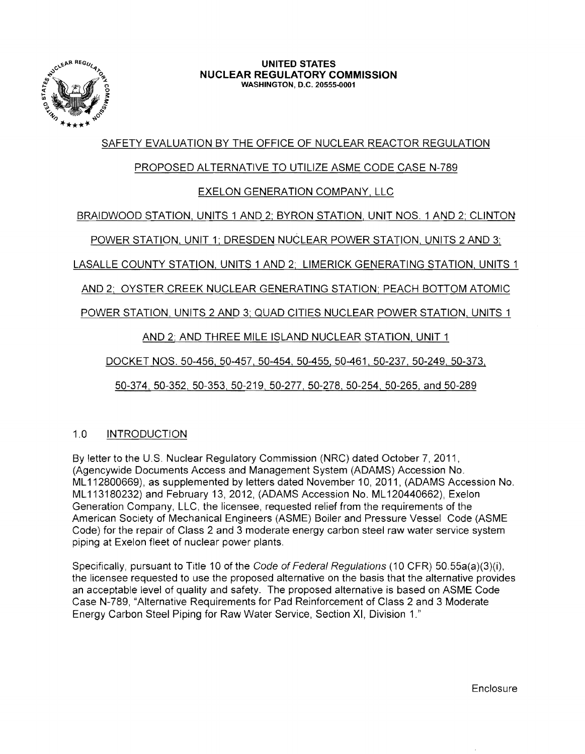**UNITED STATES**
**NUCLEAR REGULATORY COMMISSION**
WASHINGTON, D.C. 20555-0001

SAFETY EVALUATION BY THE OFFICE OF NUCLEAR REACTOR REGULATION

PROPOSED ALTERNATIVE TO UTILIZE ASME CODE CASE N-789

EXELON GENERATION COMPANY, LLC

BRAIDWOOD STATION, UNITS 1 AND 2; BYRON STATION, UNIT NOS. 1 AND 2; CLINTON POWER STATION, UNIT 1; DRESDEN NUCLEAR POWER STATION, UNITS 2 AND 3; LASALLE COUNTY STATION, UNITS 1 AND 2; LIMERICK GENERATING STATION, UNITS 1 AND 2; OYSTER CREEK NUCLEAR GENERATING STATION; PEACH BOTTOM ATOMIC POWER STATION, UNITS 2 AND 3; QUAD CITIES NUCLEAR POWER STATION, UNITS 1 AND 2; AND THREE MILE ISLAND NUCLEAR STATION, UNIT 1

DOCKET NOS. 50-456, 50-457, 50-454, 50-455, 50-461, 50-237, 50-249, 50-373, 50-374, 50-352, 50-353, 50-219, 50-277, 50-278, 50-254, 50-265, and 50-289

## 1.0 INTRODUCTION

By letter to the U.S. Nuclear Regulatory Commission (NRC) dated October 7, 2011, (Agencywide Documents Access and Management System (ADAMS) Accession No. ML112800669), as supplemented by letters dated November 10, 2011, (ADAMS Accession No. ML113180232) and February 13, 2012, (ADAMS Accession No. ML120440662), Exelon Generation Company, LLC, the licensee, requested relief from the requirements of the American Society of Mechanical Engineers (ASME) Boiler and Pressure Vessel Code (ASME Code) for the repair of Class 2 and 3 moderate energy carbon steel raw water service system piping at Exelon fleet of nuclear power plants.

Specifically, pursuant to Title 10 of the *Code of Federal Regulations* (10 CFR) 50.55a(a)(3)(i), the licensee requested to use the proposed alternative on the basis that the alternative provides an acceptable level of quality and safety. The proposed alternative is based on ASME Code Case N-789, "Alternative Requirements for Pad Reinforcement of Class 2 and 3 Moderate Energy Carbon Steel Piping for Raw Water Service, Section XI, Division 1."

Enclosure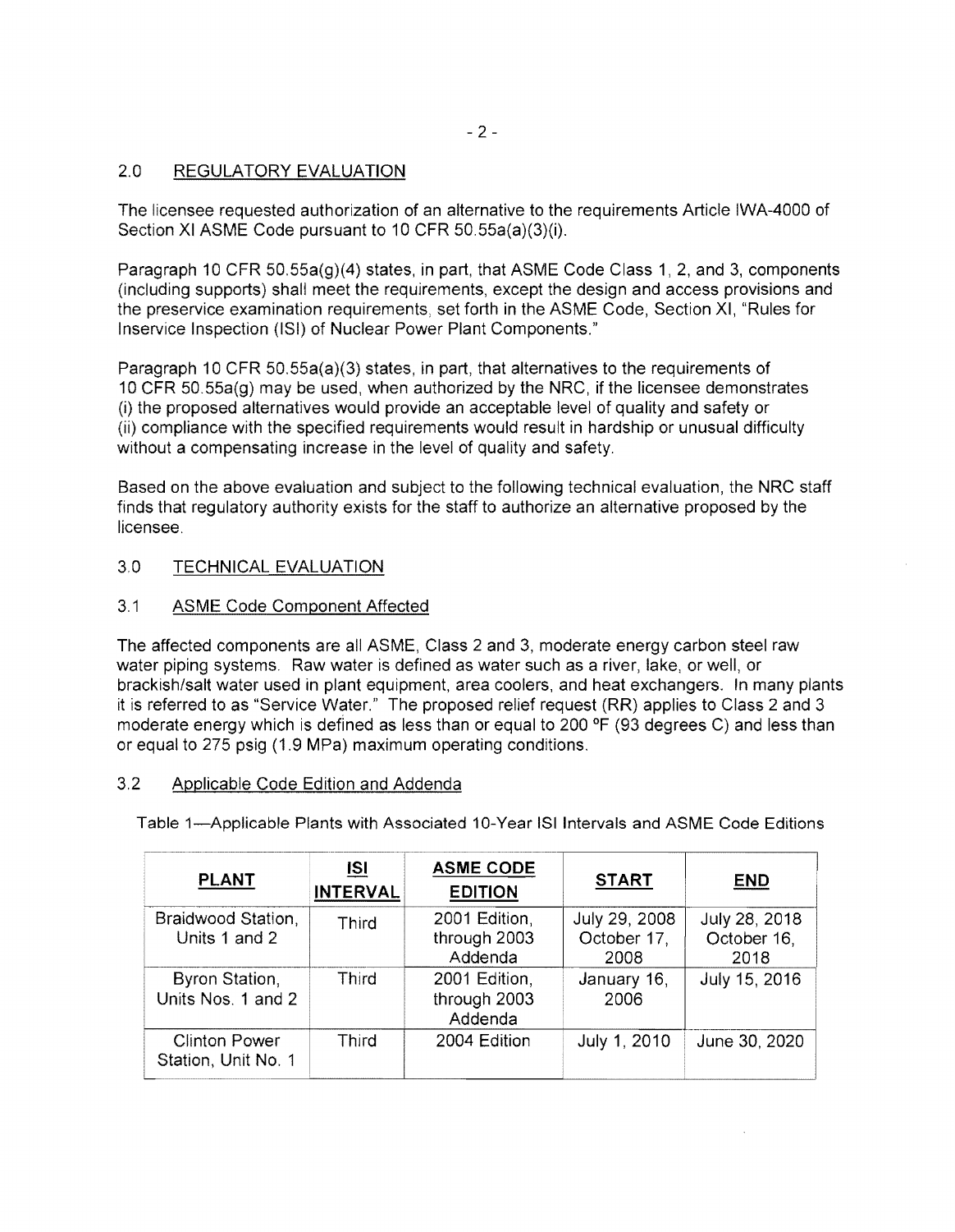## 2.0 REGULATORY EVALUATION

The licensee requested authorization of an alternative to the requirements Article IWA-4000 of Section XI ASME Code pursuant to 10 CFR 50.55a(a)(3)(i).

Paragraph 10 CFR 50.55a(g)(4) states, in part, that ASME Code Class 1, 2, and 3, components (including supports) shall meet the requirements, except the design and access provisions and the preservice examination requirements, set forth in the ASME Code, Section XI, "Rules for Inservice Inspection (ISI) of Nuclear Power Plant Components."

Paragraph 10 CFR 50.55a(a)(3) states, in part, that alternatives to the requirements of 10 CFR 50.55a(g) may be used, when authorized by the NRC, if the licensee demonstrates (i) the proposed alternatives would provide an acceptable level of quality and safety or (ii) compliance with the specified requirements would result in hardship or unusual difficulty without a compensating increase in the level of quality and safety.

Based on the above evaluation and subject to the following technical evaluation, the NRC staff finds that regulatory authority exists for the staff to authorize an alternative proposed by the licensee.

## 3.0 TECHNICAL EVALUATION

### 3.1 ASME Code Component Affected

The affected components are all ASME, Class 2 and 3, moderate energy carbon steel raw water piping systems. Raw water is defined as water such as a river, lake, or well, or brackish/salt water used in plant equipment, area coolers, and heat exchangers. In many plants it is referred to as "Service Water." The proposed relief request (RR) applies to Class 2 and 3 moderate energy which is defined as less than or equal to 200 °F (93 degrees C) and less than or equal to 275 psig (1.9 MPa) maximum operating conditions.

### 3.2 Applicable Code Edition and Addenda

Table 1—Applicable Plants with Associated 10-Year ISI Intervals and ASME Code Editions

| PLANT | ISI INTERVAL | ASME CODE EDITION | START | END |
|---|---|---|---|---|
| Braidwood Station, Units 1 and 2 | Third | 2001 Edition, through 2003 Addenda | July 29, 2008 October 17, 2008 | July 28, 2018 October 16, 2018 |
| Byron Station, Units Nos. 1 and 2 | Third | 2001 Edition, through 2003 Addenda | January 16, 2006 | July 15, 2016 |
| Clinton Power Station, Unit No. 1 | Third | 2004 Edition | July 1, 2010 | June 30, 2020 |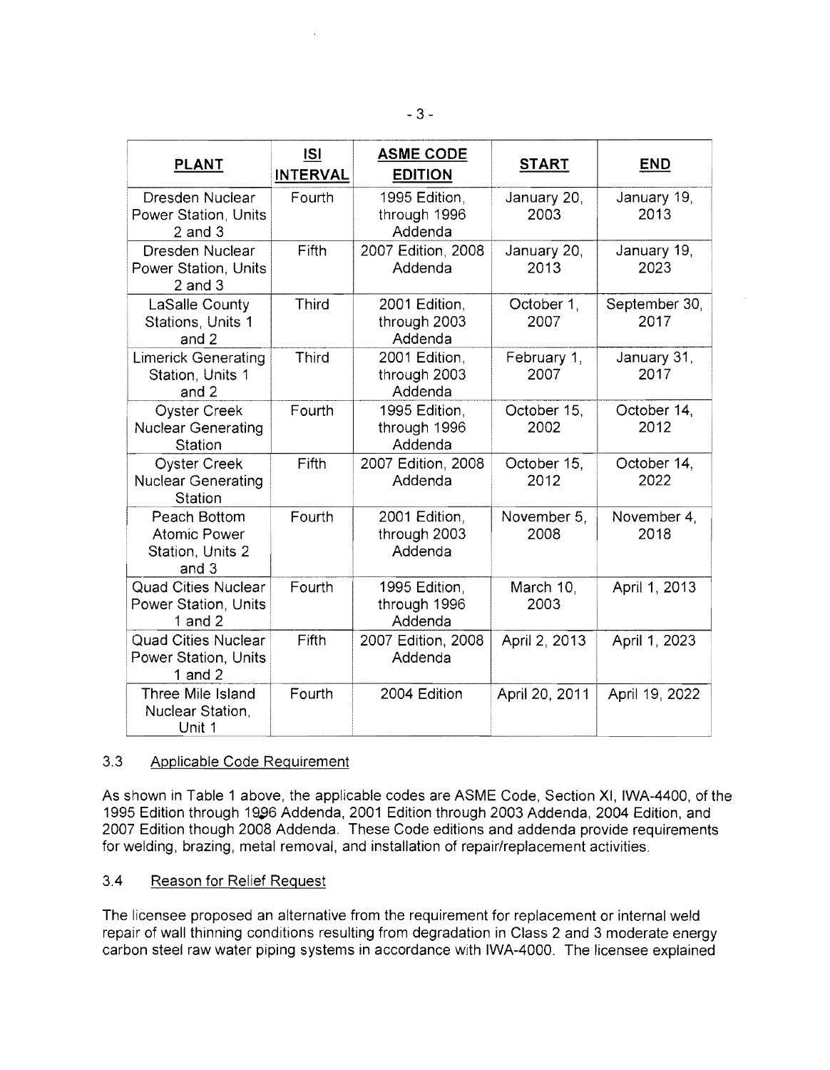| PLANT | ISI INTERVAL | ASME CODE EDITION | START | END |
|---|---|---|---|---|
| Dresden Nuclear Power Station, Units 2 and 3 | Fourth | 1995 Edition, through 1996 Addenda | January 20, 2003 | January 19, 2013 |
| Dresden Nuclear Power Station, Units 2 and 3 | Fifth | 2007 Edition, 2008 Addenda | January 20, 2013 | January 19, 2023 |
| LaSalle County Stations, Units 1 and 2 | Third | 2001 Edition, through 2003 Addenda | October 1, 2007 | September 30, 2017 |
| Limerick Generating Station, Units 1 and 2 | Third | 2001 Edition, through 2003 Addenda | February 1, 2007 | January 31, 2017 |
| Oyster Creek Nuclear Generating Station | Fourth | 1995 Edition, through 1996 Addenda | October 15, 2002 | October 14, 2012 |
| Oyster Creek Nuclear Generating Station | Fifth | 2007 Edition, 2008 Addenda | October 15, 2012 | October 14, 2022 |
| Peach Bottom Atomic Power Station, Units 2 and 3 | Fourth | 2001 Edition, through 2003 Addenda | November 5, 2008 | November 4, 2018 |
| Quad Cities Nuclear Power Station, Units 1 and 2 | Fourth | 1995 Edition, through 1996 Addenda | March 10, 2003 | April 1, 2013 |
| Quad Cities Nuclear Power Station, Units 1 and 2 | Fifth | 2007 Edition, 2008 Addenda | April 2, 2013 | April 1, 2023 |
| Three Mile Island Nuclear Station, Unit 1 | Fourth | 2004 Edition | April 20, 2011 | April 19, 2022 |

## 3.3 Applicable Code Requirement

As shown in Table 1 above, the applicable codes are ASME Code, Section XI, IWA-4400, of the 1995 Edition through 1996 Addenda, 2001 Edition through 2003 Addenda, 2004 Edition, and 2007 Edition though 2008 Addenda. These Code editions and addenda provide requirements for welding, brazing, metal removal, and installation of repair/replacement activities.

## 3.4 Reason for Relief Request

The licensee proposed an alternative from the requirement for replacement or internal weld repair of wall thinning conditions resulting from degradation in Class 2 and 3 moderate energy carbon steel raw water piping systems in accordance with IWA-4000. The licensee explained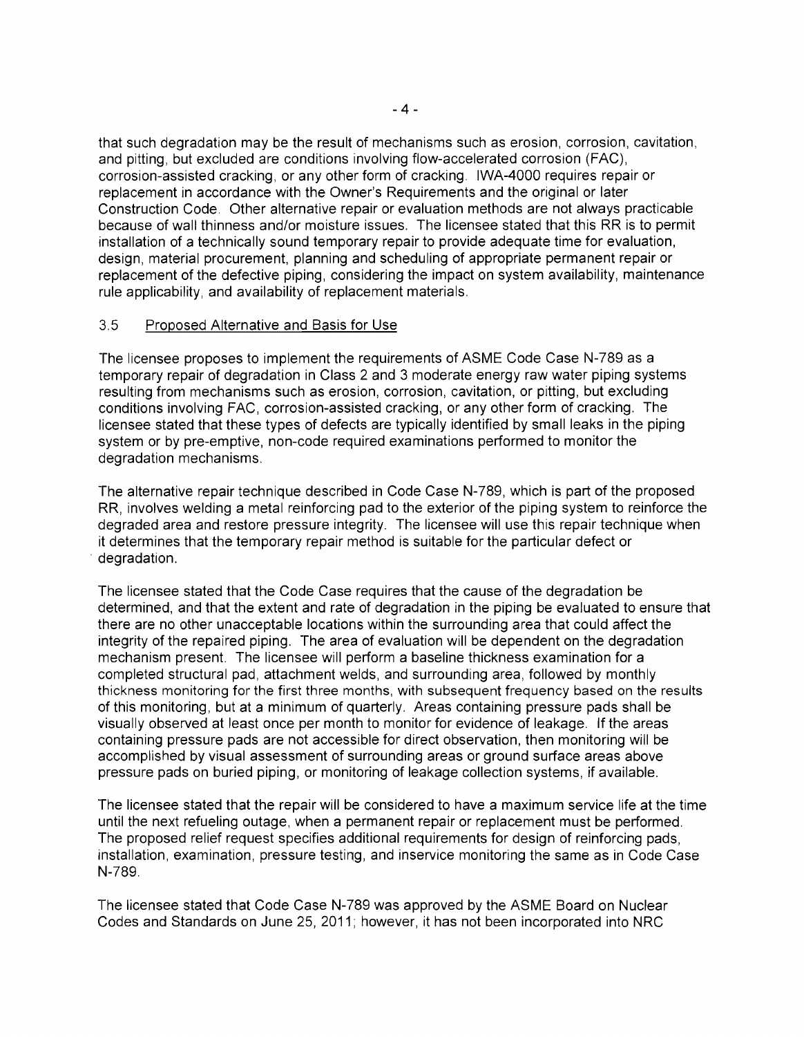that such degradation may be the result of mechanisms such as erosion, corrosion, cavitation, and pitting, but excluded are conditions involving flow-accelerated corrosion (FAC), corrosion-assisted cracking, or any other form of cracking. IWA-4000 requires repair or replacement in accordance with the Owner's Requirements and the original or later Construction Code. Other alternative repair or evaluation methods are not always practicable because of wall thinness and/or moisture issues. The licensee stated that this RR is to permit installation of a technically sound temporary repair to provide adequate time for evaluation, design, material procurement, planning and scheduling of appropriate permanent repair or replacement of the defective piping, considering the impact on system availability, maintenance rule applicability, and availability of replacement materials.

### 3.5 Proposed Alternative and Basis for Use

The licensee proposes to implement the requirements of ASME Code Case N-789 as a temporary repair of degradation in Class 2 and 3 moderate energy raw water piping systems resulting from mechanisms such as erosion, corrosion, cavitation, or pitting, but excluding conditions involving FAC, corrosion-assisted cracking, or any other form of cracking. The licensee stated that these types of defects are typically identified by small leaks in the piping system or by pre-emptive, non-code required examinations performed to monitor the degradation mechanisms.

The alternative repair technique described in Code Case N-789, which is part of the proposed RR, involves welding a metal reinforcing pad to the exterior of the piping system to reinforce the degraded area and restore pressure integrity. The licensee will use this repair technique when it determines that the temporary repair method is suitable for the particular defect or degradation.

The licensee stated that the Code Case requires that the cause of the degradation be determined, and that the extent and rate of degradation in the piping be evaluated to ensure that there are no other unacceptable locations within the surrounding area that could affect the integrity of the repaired piping. The area of evaluation will be dependent on the degradation mechanism present. The licensee will perform a baseline thickness examination for a completed structural pad, attachment welds, and surrounding area, followed by monthly thickness monitoring for the first three months, with subsequent frequency based on the results of this monitoring, but at a minimum of quarterly. Areas containing pressure pads shall be visually observed at least once per month to monitor for evidence of leakage. If the areas containing pressure pads are not accessible for direct observation, then monitoring will be accomplished by visual assessment of surrounding areas or ground surface areas above pressure pads on buried piping, or monitoring of leakage collection systems, if available.

The licensee stated that the repair will be considered to have a maximum service life at the time until the next refueling outage, when a permanent repair or replacement must be performed. The proposed relief request specifies additional requirements for design of reinforcing pads, installation, examination, pressure testing, and inservice monitoring the same as in Code Case N-789.

The licensee stated that Code Case N-789 was approved by the ASME Board on Nuclear Codes and Standards on June 25, 2011; however, it has not been incorporated into NRC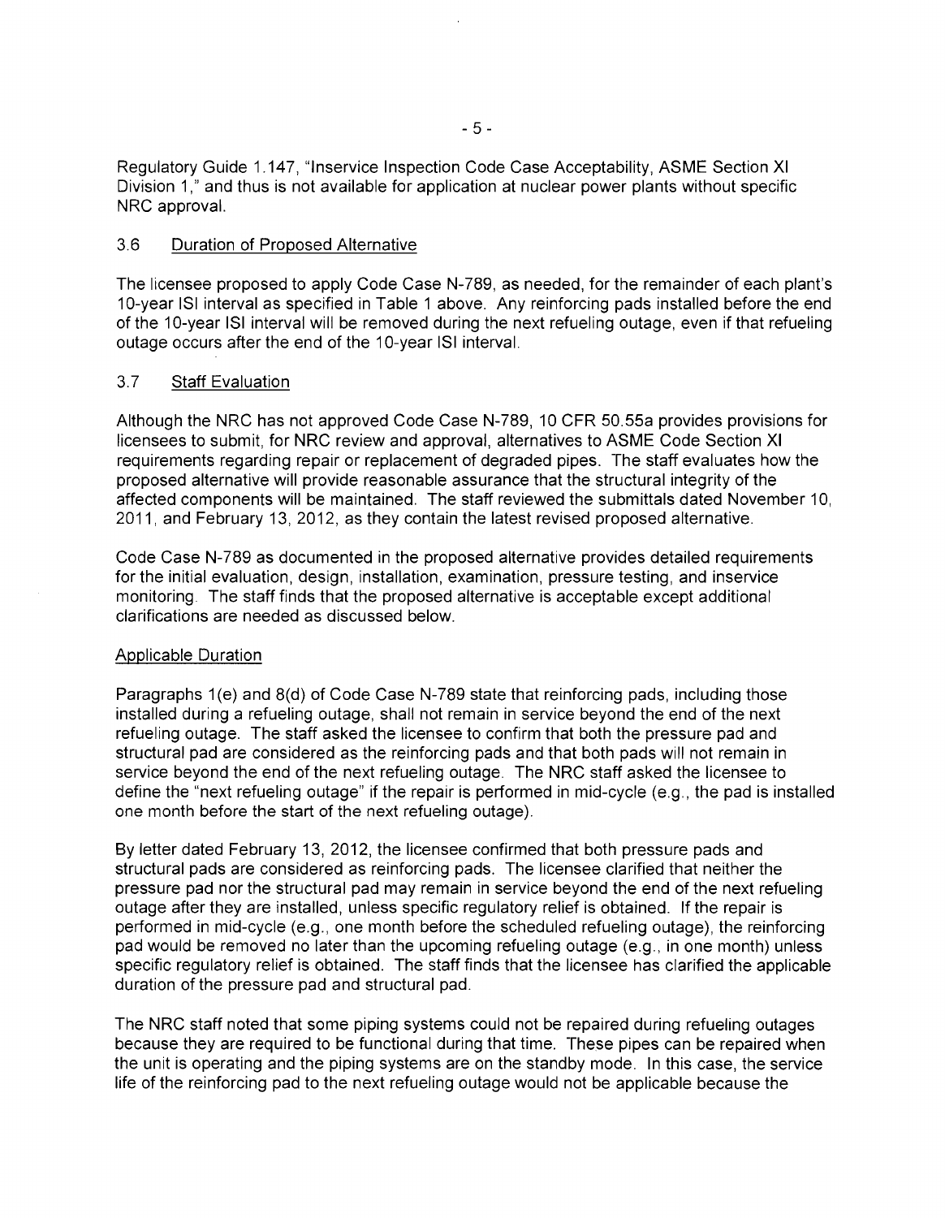Regulatory Guide 1.147, "Inservice Inspection Code Case Acceptability, ASME Section XI Division 1," and thus is not available for application at nuclear power plants without specific NRC approval.

### 3.6 Duration of Proposed Alternative

The licensee proposed to apply Code Case N-789, as needed, for the remainder of each plant's 10-year ISI interval as specified in Table 1 above. Any reinforcing pads installed before the end of the 10-year ISI interval will be removed during the next refueling outage, even if that refueling outage occurs after the end of the 10-year ISI interval.

### 3.7 Staff Evaluation

Although the NRC has not approved Code Case N-789, 10 CFR 50.55a provides provisions for licensees to submit, for NRC review and approval, alternatives to ASME Code Section XI requirements regarding repair or replacement of degraded pipes. The staff evaluates how the proposed alternative will provide reasonable assurance that the structural integrity of the affected components will be maintained. The staff reviewed the submittals dated November 10, 2011, and February 13, 2012, as they contain the latest revised proposed alternative.

Code Case N-789 as documented in the proposed alternative provides detailed requirements for the initial evaluation, design, installation, examination, pressure testing, and inservice monitoring. The staff finds that the proposed alternative is acceptable except additional clarifications are needed as discussed below.

#### Applicable Duration

Paragraphs 1(e) and 8(d) of Code Case N-789 state that reinforcing pads, including those installed during a refueling outage, shall not remain in service beyond the end of the next refueling outage. The staff asked the licensee to confirm that both the pressure pad and structural pad are considered as the reinforcing pads and that both pads will not remain in service beyond the end of the next refueling outage. The NRC staff asked the licensee to define the "next refueling outage" if the repair is performed in mid-cycle (e.g., the pad is installed one month before the start of the next refueling outage).

By letter dated February 13, 2012, the licensee confirmed that both pressure pads and structural pads are considered as reinforcing pads. The licensee clarified that neither the pressure pad nor the structural pad may remain in service beyond the end of the next refueling outage after they are installed, unless specific regulatory relief is obtained. If the repair is performed in mid-cycle (e.g., one month before the scheduled refueling outage), the reinforcing pad would be removed no later than the upcoming refueling outage (e.g., in one month) unless specific regulatory relief is obtained. The staff finds that the licensee has clarified the applicable duration of the pressure pad and structural pad.

The NRC staff noted that some piping systems could not be repaired during refueling outages because they are required to be functional during that time. These pipes can be repaired when the unit is operating and the piping systems are on the standby mode. In this case, the service life of the reinforcing pad to the next refueling outage would not be applicable because the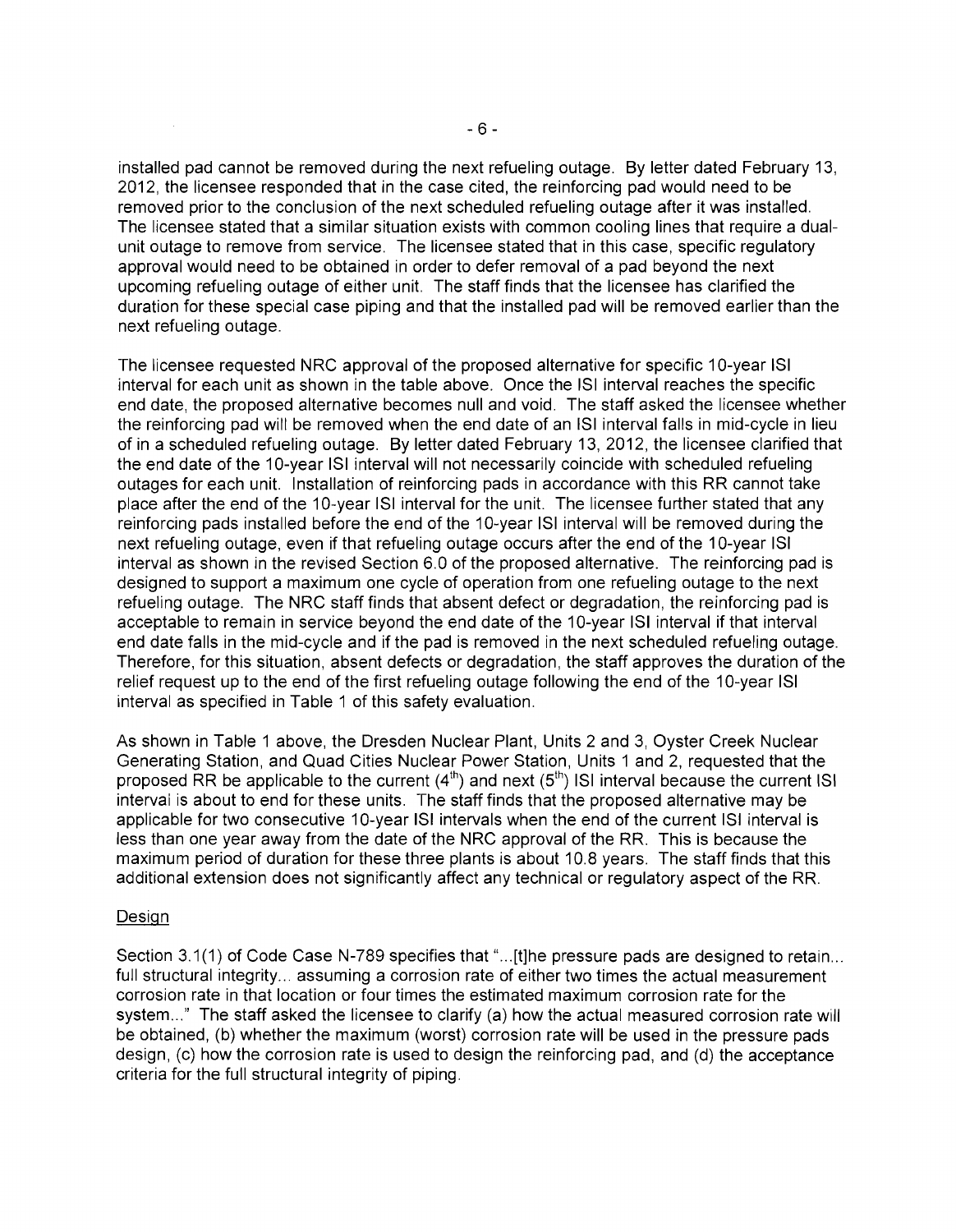installed pad cannot be removed during the next refueling outage. By letter dated February 13, 2012, the licensee responded that in the case cited, the reinforcing pad would need to be removed prior to the conclusion of the next scheduled refueling outage after it was installed. The licensee stated that a similar situation exists with common cooling lines that require a dual-unit outage to remove from service. The licensee stated that in this case, specific regulatory approval would need to be obtained in order to defer removal of a pad beyond the next upcoming refueling outage of either unit. The staff finds that the licensee has clarified the duration for these special case piping and that the installed pad will be removed earlier than the next refueling outage.

The licensee requested NRC approval of the proposed alternative for specific 10-year ISI interval for each unit as shown in the table above. Once the ISI interval reaches the specific end date, the proposed alternative becomes null and void. The staff asked the licensee whether the reinforcing pad will be removed when the end date of an ISI interval falls in mid-cycle in lieu of in a scheduled refueling outage. By letter dated February 13, 2012, the licensee clarified that the end date of the 10-year ISI interval will not necessarily coincide with scheduled refueling outages for each unit. Installation of reinforcing pads in accordance with this RR cannot take place after the end of the 10-year ISI interval for the unit. The licensee further stated that any reinforcing pads installed before the end of the 10-year ISI interval will be removed during the next refueling outage, even if that refueling outage occurs after the end of the 10-year ISI interval as shown in the revised Section 6.0 of the proposed alternative. The reinforcing pad is designed to support a maximum one cycle of operation from one refueling outage to the next refueling outage. The NRC staff finds that absent defect or degradation, the reinforcing pad is acceptable to remain in service beyond the end date of the 10-year ISI interval if that interval end date falls in the mid-cycle and if the pad is removed in the next scheduled refueling outage. Therefore, for this situation, absent defects or degradation, the staff approves the duration of the relief request up to the end of the first refueling outage following the end of the 10-year ISI interval as specified in Table 1 of this safety evaluation.

As shown in Table 1 above, the Dresden Nuclear Plant, Units 2 and 3, Oyster Creek Nuclear Generating Station, and Quad Cities Nuclear Power Station, Units 1 and 2, requested that the proposed RR be applicable to the current (4th) and next (5th) ISI interval because the current ISI interval is about to end for these units. The staff finds that the proposed alternative may be applicable for two consecutive 10-year ISI intervals when the end of the current ISI interval is less than one year away from the date of the NRC approval of the RR. This is because the maximum period of duration for these three plants is about 10.8 years. The staff finds that this additional extension does not significantly affect any technical or regulatory aspect of the RR.

Design

Section 3.1(1) of Code Case N-789 specifies that "...[t]he pressure pads are designed to retain... full structural integrity... assuming a corrosion rate of either two times the actual measurement corrosion rate in that location or four times the estimated maximum corrosion rate for the system..." The staff asked the licensee to clarify (a) how the actual measured corrosion rate will be obtained, (b) whether the maximum (worst) corrosion rate will be used in the pressure pads design, (c) how the corrosion rate is used to design the reinforcing pad, and (d) the acceptance criteria for the full structural integrity of piping.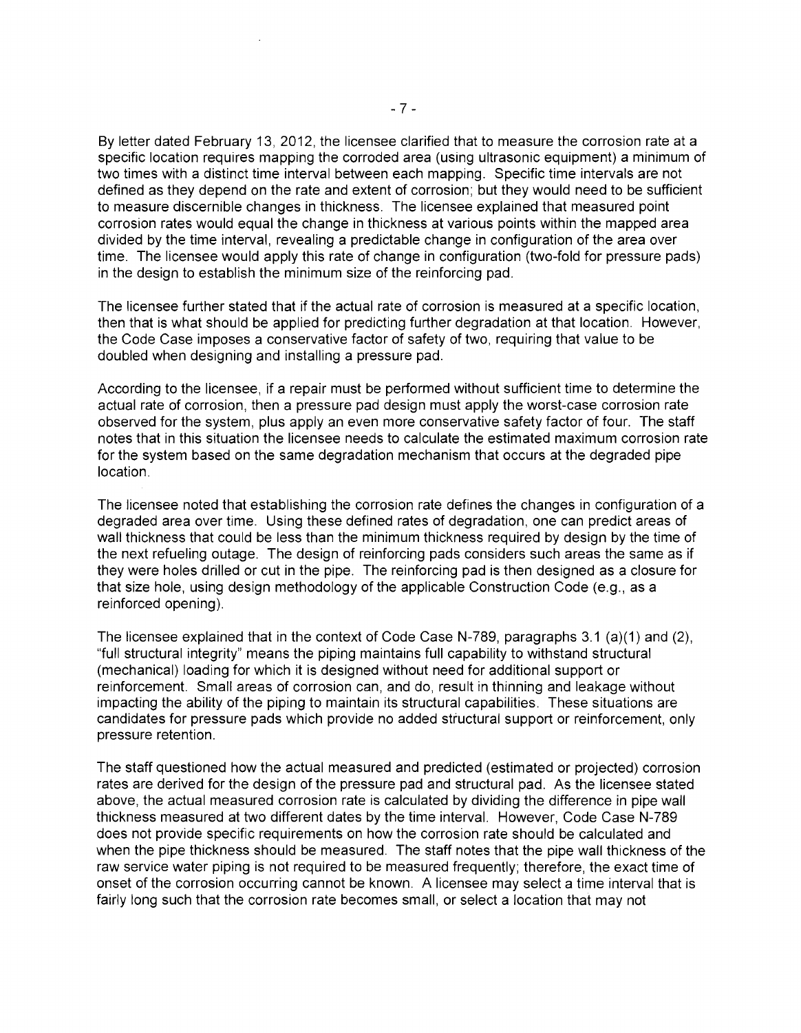By letter dated February 13, 2012, the licensee clarified that to measure the corrosion rate at a specific location requires mapping the corroded area (using ultrasonic equipment) a minimum of two times with a distinct time interval between each mapping. Specific time intervals are not defined as they depend on the rate and extent of corrosion; but they would need to be sufficient to measure discernible changes in thickness. The licensee explained that measured point corrosion rates would equal the change in thickness at various points within the mapped area divided by the time interval, revealing a predictable change in configuration of the area over time. The licensee would apply this rate of change in configuration (two-fold for pressure pads) in the design to establish the minimum size of the reinforcing pad.

The licensee further stated that if the actual rate of corrosion is measured at a specific location, then that is what should be applied for predicting further degradation at that location. However, the Code Case imposes a conservative factor of safety of two, requiring that value to be doubled when designing and installing a pressure pad.

According to the licensee, if a repair must be performed without sufficient time to determine the actual rate of corrosion, then a pressure pad design must apply the worst-case corrosion rate observed for the system, plus apply an even more conservative safety factor of four. The staff notes that in this situation the licensee needs to calculate the estimated maximum corrosion rate for the system based on the same degradation mechanism that occurs at the degraded pipe location.

The licensee noted that establishing the corrosion rate defines the changes in configuration of a degraded area over time. Using these defined rates of degradation, one can predict areas of wall thickness that could be less than the minimum thickness required by design by the time of the next refueling outage. The design of reinforcing pads considers such areas the same as if they were holes drilled or cut in the pipe. The reinforcing pad is then designed as a closure for that size hole, using design methodology of the applicable Construction Code (e.g., as a reinforced opening).

The licensee explained that in the context of Code Case N-789, paragraphs 3.1 (a)(1) and (2), "full structural integrity" means the piping maintains full capability to withstand structural (mechanical) loading for which it is designed without need for additional support or reinforcement. Small areas of corrosion can, and do, result in thinning and leakage without impacting the ability of the piping to maintain its structural capabilities. These situations are candidates for pressure pads which provide no added structural support or reinforcement, only pressure retention.

The staff questioned how the actual measured and predicted (estimated or projected) corrosion rates are derived for the design of the pressure pad and structural pad. As the licensee stated above, the actual measured corrosion rate is calculated by dividing the difference in pipe wall thickness measured at two different dates by the time interval. However, Code Case N-789 does not provide specific requirements on how the corrosion rate should be calculated and when the pipe thickness should be measured. The staff notes that the pipe wall thickness of the raw service water piping is not required to be measured frequently; therefore, the exact time of onset of the corrosion occurring cannot be known. A licensee may select a time interval that is fairly long such that the corrosion rate becomes small, or select a location that may not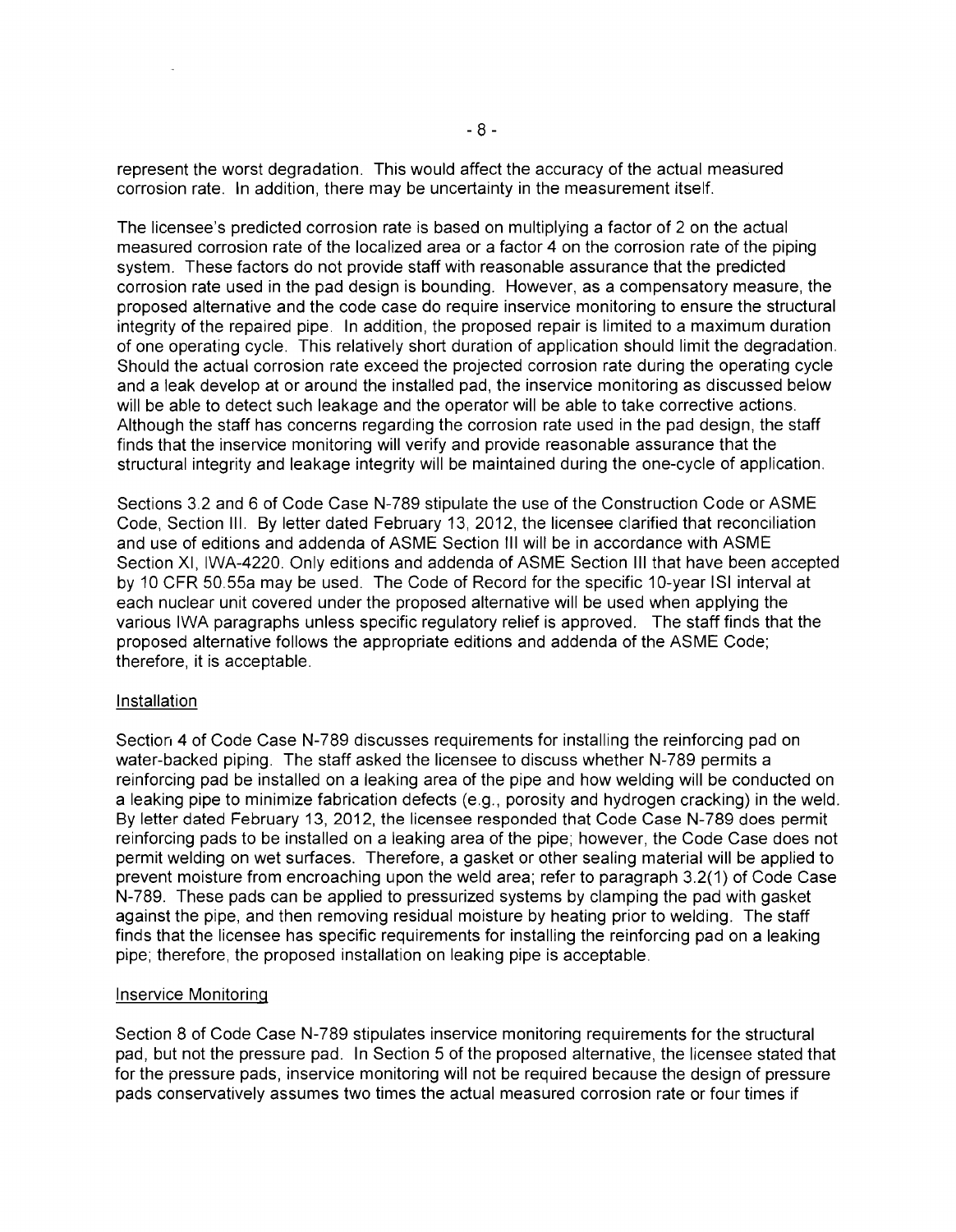represent the worst degradation. This would affect the accuracy of the actual measured corrosion rate. In addition, there may be uncertainty in the measurement itself.

The licensee's predicted corrosion rate is based on multiplying a factor of 2 on the actual measured corrosion rate of the localized area or a factor 4 on the corrosion rate of the piping system. These factors do not provide staff with reasonable assurance that the predicted corrosion rate used in the pad design is bounding. However, as a compensatory measure, the proposed alternative and the code case do require inservice monitoring to ensure the structural integrity of the repaired pipe. In addition, the proposed repair is limited to a maximum duration of one operating cycle. This relatively short duration of application should limit the degradation. Should the actual corrosion rate exceed the projected corrosion rate during the operating cycle and a leak develop at or around the installed pad, the inservice monitoring as discussed below will be able to detect such leakage and the operator will be able to take corrective actions. Although the staff has concerns regarding the corrosion rate used in the pad design, the staff finds that the inservice monitoring will verify and provide reasonable assurance that the structural integrity and leakage integrity will be maintained during the one-cycle of application.

Sections 3.2 and 6 of Code Case N-789 stipulate the use of the Construction Code or ASME Code, Section III. By letter dated February 13, 2012, the licensee clarified that reconciliation and use of editions and addenda of ASME Section III will be in accordance with ASME Section XI, IWA-4220. Only editions and addenda of ASME Section III that have been accepted by 10 CFR 50.55a may be used. The Code of Record for the specific 10-year ISI interval at each nuclear unit covered under the proposed alternative will be used when applying the various IWA paragraphs unless specific regulatory relief is approved. The staff finds that the proposed alternative follows the appropriate editions and addenda of the ASME Code; therefore, it is acceptable.

Installation

Section 4 of Code Case N-789 discusses requirements for installing the reinforcing pad on water-backed piping. The staff asked the licensee to discuss whether N-789 permits a reinforcing pad be installed on a leaking area of the pipe and how welding will be conducted on a leaking pipe to minimize fabrication defects (e.g., porosity and hydrogen cracking) in the weld. By letter dated February 13, 2012, the licensee responded that Code Case N-789 does permit reinforcing pads to be installed on a leaking area of the pipe; however, the Code Case does not permit welding on wet surfaces. Therefore, a gasket or other sealing material will be applied to prevent moisture from encroaching upon the weld area; refer to paragraph 3.2(1) of Code Case N-789. These pads can be applied to pressurized systems by clamping the pad with gasket against the pipe, and then removing residual moisture by heating prior to welding. The staff finds that the licensee has specific requirements for installing the reinforcing pad on a leaking pipe; therefore, the proposed installation on leaking pipe is acceptable.

Inservice Monitoring

Section 8 of Code Case N-789 stipulates inservice monitoring requirements for the structural pad, but not the pressure pad. In Section 5 of the proposed alternative, the licensee stated that for the pressure pads, inservice monitoring will not be required because the design of pressure pads conservatively assumes two times the actual measured corrosion rate or four times if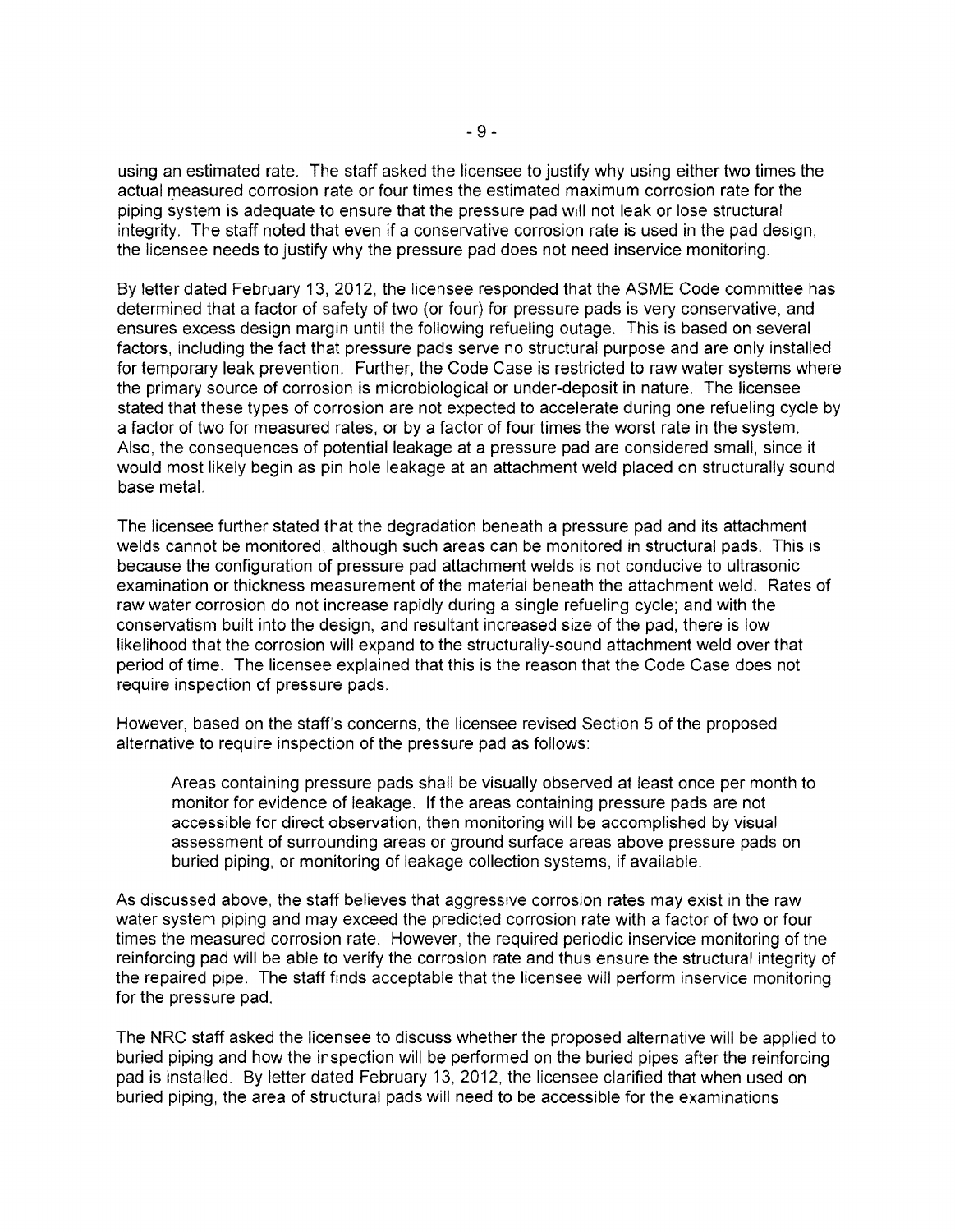using an estimated rate. The staff asked the licensee to justify why using either two times the actual measured corrosion rate or four times the estimated maximum corrosion rate for the piping system is adequate to ensure that the pressure pad will not leak or lose structural integrity. The staff noted that even if a conservative corrosion rate is used in the pad design, the licensee needs to justify why the pressure pad does not need inservice monitoring.

By letter dated February 13, 2012, the licensee responded that the ASME Code committee has determined that a factor of safety of two (or four) for pressure pads is very conservative, and ensures excess design margin until the following refueling outage. This is based on several factors, including the fact that pressure pads serve no structural purpose and are only installed for temporary leak prevention. Further, the Code Case is restricted to raw water systems where the primary source of corrosion is microbiological or under-deposit in nature. The licensee stated that these types of corrosion are not expected to accelerate during one refueling cycle by a factor of two for measured rates, or by a factor of four times the worst rate in the system. Also, the consequences of potential leakage at a pressure pad are considered small, since it would most likely begin as pin hole leakage at an attachment weld placed on structurally sound base metal.

The licensee further stated that the degradation beneath a pressure pad and its attachment welds cannot be monitored, although such areas can be monitored in structural pads. This is because the configuration of pressure pad attachment welds is not conducive to ultrasonic examination or thickness measurement of the material beneath the attachment weld. Rates of raw water corrosion do not increase rapidly during a single refueling cycle; and with the conservatism built into the design, and resultant increased size of the pad, there is low likelihood that the corrosion will expand to the structurally-sound attachment weld over that period of time. The licensee explained that this is the reason that the Code Case does not require inspection of pressure pads.

However, based on the staff's concerns, the licensee revised Section 5 of the proposed alternative to require inspection of the pressure pad as follows:

> Areas containing pressure pads shall be visually observed at least once per month to monitor for evidence of leakage. If the areas containing pressure pads are not accessible for direct observation, then monitoring will be accomplished by visual assessment of surrounding areas or ground surface areas above pressure pads on buried piping, or monitoring of leakage collection systems, if available.

As discussed above, the staff believes that aggressive corrosion rates may exist in the raw water system piping and may exceed the predicted corrosion rate with a factor of two or four times the measured corrosion rate. However, the required periodic inservice monitoring of the reinforcing pad will be able to verify the corrosion rate and thus ensure the structural integrity of the repaired pipe. The staff finds acceptable that the licensee will perform inservice monitoring for the pressure pad.

The NRC staff asked the licensee to discuss whether the proposed alternative will be applied to buried piping and how the inspection will be performed on the buried pipes after the reinforcing pad is installed. By letter dated February 13, 2012, the licensee clarified that when used on buried piping, the area of structural pads will need to be accessible for the examinations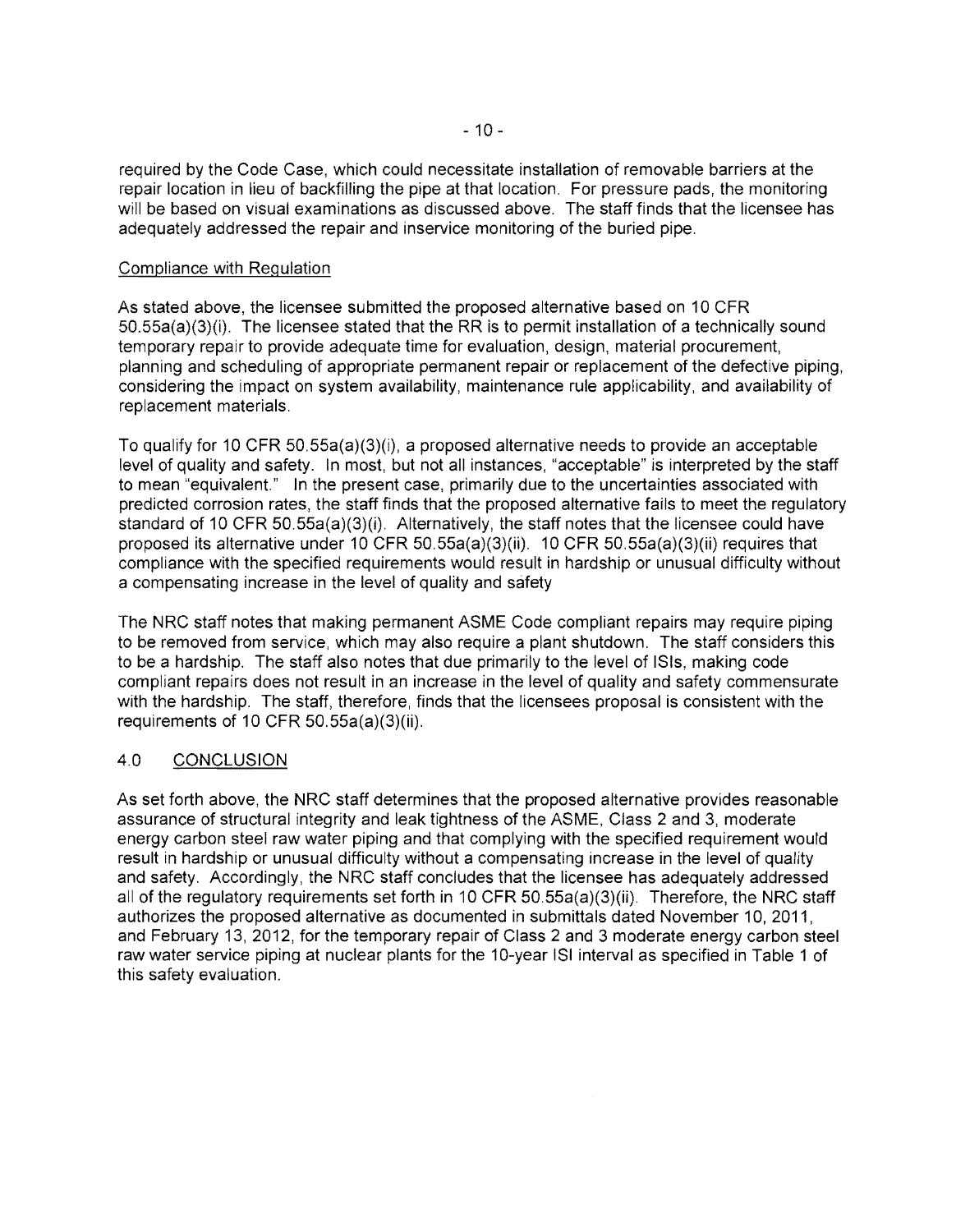required by the Code Case, which could necessitate installation of removable barriers at the repair location in lieu of backfilling the pipe at that location. For pressure pads, the monitoring will be based on visual examinations as discussed above. The staff finds that the licensee has adequately addressed the repair and inservice monitoring of the buried pipe.

Compliance with Regulation

As stated above, the licensee submitted the proposed alternative based on 10 CFR 50.55a(a)(3)(i). The licensee stated that the RR is to permit installation of a technically sound temporary repair to provide adequate time for evaluation, design, material procurement, planning and scheduling of appropriate permanent repair or replacement of the defective piping, considering the impact on system availability, maintenance rule applicability, and availability of replacement materials.

To qualify for 10 CFR 50.55a(a)(3)(i), a proposed alternative needs to provide an acceptable level of quality and safety. In most, but not all instances, "acceptable" is interpreted by the staff to mean "equivalent." In the present case, primarily due to the uncertainties associated with predicted corrosion rates, the staff finds that the proposed alternative fails to meet the regulatory standard of 10 CFR 50.55a(a)(3)(i). Alternatively, the staff notes that the licensee could have proposed its alternative under 10 CFR 50.55a(a)(3)(ii). 10 CFR 50.55a(a)(3)(ii) requires that compliance with the specified requirements would result in hardship or unusual difficulty without a compensating increase in the level of quality and safety

The NRC staff notes that making permanent ASME Code compliant repairs may require piping to be removed from service, which may also require a plant shutdown. The staff considers this to be a hardship. The staff also notes that due primarily to the level of ISIs, making code compliant repairs does not result in an increase in the level of quality and safety commensurate with the hardship. The staff, therefore, finds that the licensees proposal is consistent with the requirements of 10 CFR 50.55a(a)(3)(ii).

## 4.0 CONCLUSION

As set forth above, the NRC staff determines that the proposed alternative provides reasonable assurance of structural integrity and leak tightness of the ASME, Class 2 and 3, moderate energy carbon steel raw water piping and that complying with the specified requirement would result in hardship or unusual difficulty without a compensating increase in the level of quality and safety. Accordingly, the NRC staff concludes that the licensee has adequately addressed all of the regulatory requirements set forth in 10 CFR 50.55a(a)(3)(ii). Therefore, the NRC staff authorizes the proposed alternative as documented in submittals dated November 10, 2011, and February 13, 2012, for the temporary repair of Class 2 and 3 moderate energy carbon steel raw water service piping at nuclear plants for the 10-year ISI interval as specified in Table 1 of this safety evaluation.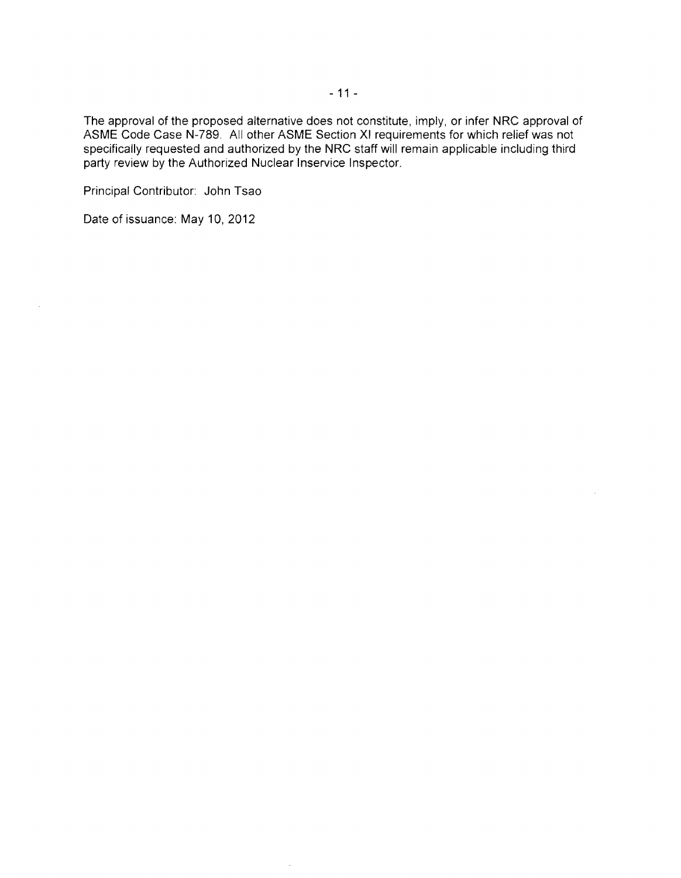The approval of the proposed alternative does not constitute, imply, or infer NRC approval of ASME Code Case N-789. All other ASME Section XI requirements for which relief was not specifically requested and authorized by the NRC staff will remain applicable including third party review by the Authorized Nuclear Inservice Inspector.

Principal Contributor: John Tsao

Date of issuance: May 10, 2012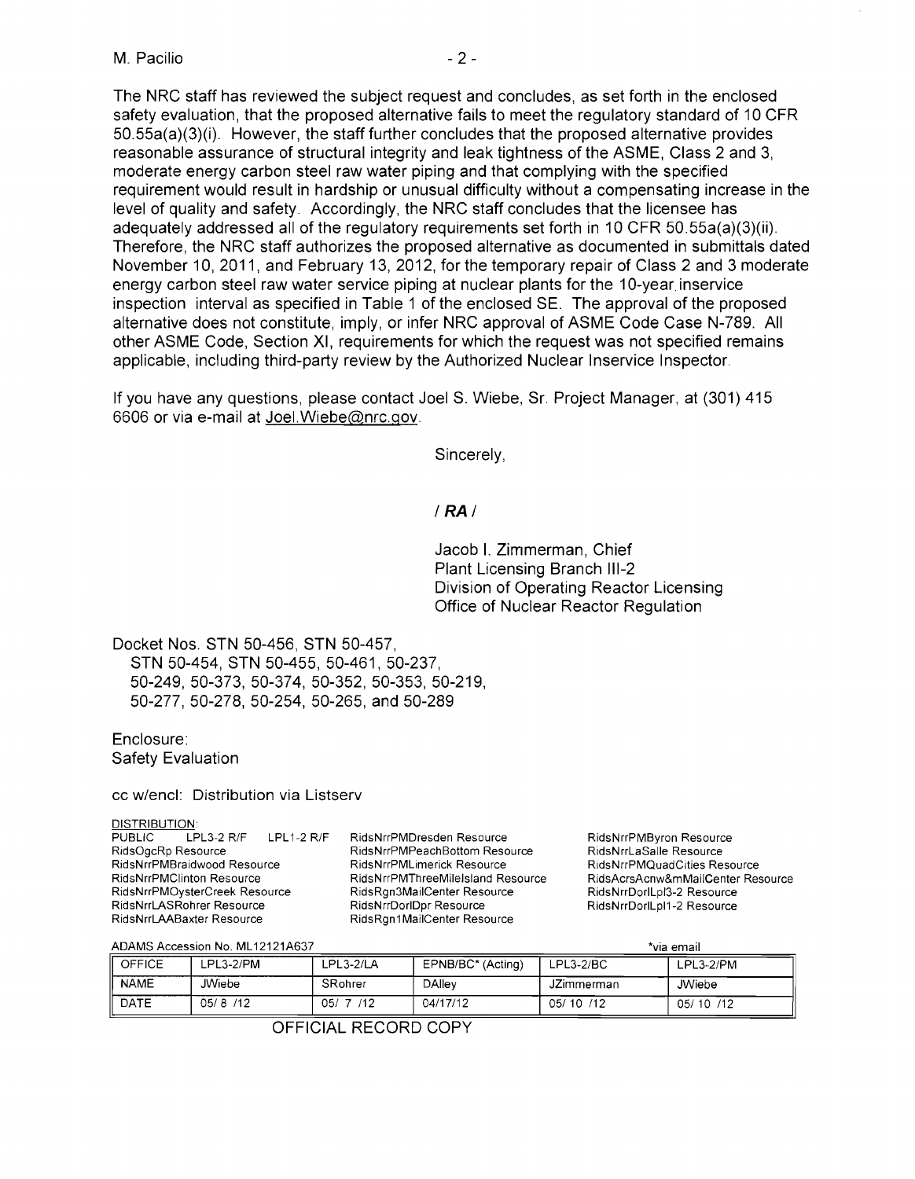The NRC staff has reviewed the subject request and concludes, as set forth in the enclosed safety evaluation, that the proposed alternative fails to meet the regulatory standard of 10 CFR 50.55a(a)(3)(i). However, the staff further concludes that the proposed alternative provides reasonable assurance of structural integrity and leak tightness of the ASME, Class 2 and 3, moderate energy carbon steel raw water piping and that complying with the specified requirement would result in hardship or unusual difficulty without a compensating increase in the level of quality and safety. Accordingly, the NRC staff concludes that the licensee has adequately addressed all of the regulatory requirements set forth in 10 CFR 50.55a(a)(3)(ii). Therefore, the NRC staff authorizes the proposed alternative as documented in submittals dated November 10, 2011, and February 13, 2012, for the temporary repair of Class 2 and 3 moderate energy carbon steel raw water service piping at nuclear plants for the 10-year inservice inspection interval as specified in Table 1 of the enclosed SE. The approval of the proposed alternative does not constitute, imply, or infer NRC approval of ASME Code Case N-789. All other ASME Code, Section XI, requirements for which the request was not specified remains applicable, including third-party review by the Authorized Nuclear Inservice Inspector.

If you have any questions, please contact Joel S. Wiebe, Sr. Project Manager, at (301) 415 6606 or via e-mail at Joel.Wiebe@nrc.gov.

Sincerely,

*/ RA /*

Jacob I. Zimmerman, Chief
Plant Licensing Branch III-2
Division of Operating Reactor Licensing
Office of Nuclear Reactor Regulation

Docket Nos. STN 50-456, STN 50-457,
STN 50-454, STN 50-455, 50-461, 50-237,
50-249, 50-373, 50-374, 50-352, 50-353, 50-219,
50-277, 50-278, 50-254, 50-265, and 50-289

Enclosure:
Safety Evaluation

cc w/encl: Distribution via Listserv

DISTRIBUTION:
PUBLIC LPL3-2 R/F LPL1-2 R/F
RidsOgcRp Resource
RidsNrrPMBraidwood Resource
RidsNrrPMClinton Resource
RidsNrrPMOysterCreek Resource
RidsNrrLASRohrer Resource
RidsNrrLAABaxter Resource
RidsNrrPMDresden Resource
RidsNrrPMPeachBottom Resource
RidsNrrPMLimerick Resource
RidsNrrPMThreeMileIsland Resource
RidsRgn3MailCenter Resource
RidsNrrDorlDpr Resource
RidsRgn1MailCenter Resource
RidsNrrPMByron Resource
RidsNrrLaSalle Resource
RidsNrrPMQuadCities Resource
RidsAcrsAcnw&mMailCenter Resource
RidsNrrDorlLpl3-2 Resource
RidsNrrDorlLpl1-2 Resource

ADAMS Accession No. ML12121A637 *via email

| OFFICE | LPL3-2/PM | LPL3-2/LA | EPNB/BC* (Acting) | LPL3-2/BC | LPL3-2/PM |
|---|---|---|---|---|---|
| NAME | JWiebe | SRohrer | DAlley | JZimmerman | JWiebe |
| DATE | 05/ 8 /12 | 05/ 7 /12 | 04/17/12 | 05/ 10 /12 | 05/ 10 /12 |

OFFICIAL RECORD COPY